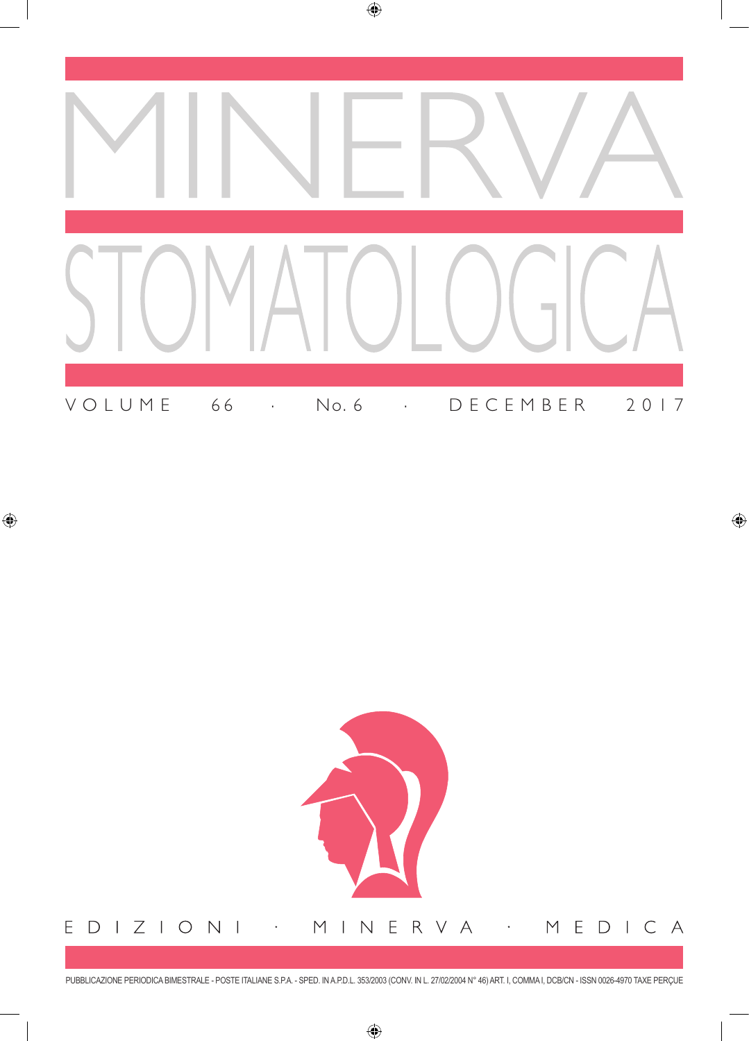# MINERVA STOMATOLOGICA

VOLUME 66 · No. 6 · DECEMBER 2017

EDIZIONI · MINERVA · MEDICA

PUBBLICAZIONE PERIODICA BIMESTRALE - POSTE ITALIANE S.P.A. - SPED. IN A.P.D.L. 353/2003 (CONV. IN L. 27/02/2004 N° 46) ART. I, COMMA I, DCB/CN - ISSN 0026-4970 TAXE PERÇUE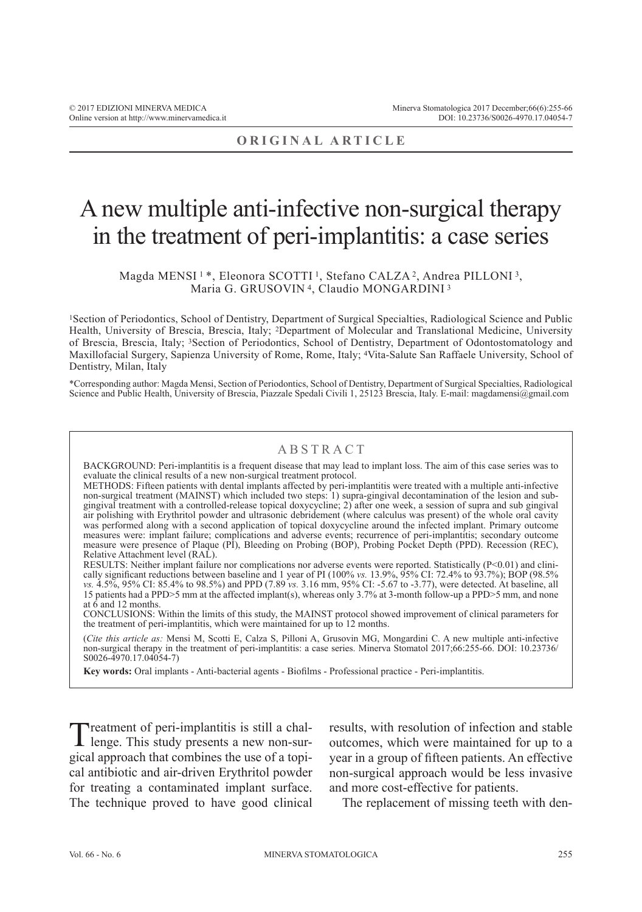ORIGINAL ARTICLE

# A new multiple anti-infective non-surgical therapy in the treatment of peri-implantitis: a case series

Magda MENSI [1] *, Eleonora SCOTTI [1], Stefano CALZA [2], Andrea PILLONI [3], Maria G. GRUSOVIN [4], Claudio MONGARDINI [3]

[1]Section of Periodontics, School of Dentistry, Department of Surgical Specialties, Radiological Science and Public Health, University of Brescia, Brescia, Italy; [2]Department of Molecular and Translational Medicine, University of Brescia, Brescia, Italy; [3]Section of Periodontics, School of Dentistry, Department of Odontostomatology and Maxillofacial Surgery, Sapienza University of Rome, Rome, Italy; [4]Vita-Salute San Raffaele University, School of Dentistry, Milan, Italy

*Corresponding author: Magda Mensi, Section of Periodontics, School of Dentistry, Department of Surgical Specialties, Radiological Science and Public Health, University of Brescia, Piazzale Spedali Civili 1, 25123 Brescia, Italy. E-mail: magdamensi@gmail.com

## ABSTRACT

BACKGROUND: Peri-implantitis is a frequent disease that may lead to implant loss. The aim of this case series was to evaluate the clinical results of a new non-surgical treatment protocol.

METHODS: Fifteen patients with dental implants affected by peri-implantitis were treated with a multiple anti-infective non-surgical treatment (MAINST) which included two steps: 1) supra-gingival decontamination of the lesion and sub-gingival treatment with a controlled-release topical doxycycline; 2) after one week, a session of supra and sub gingival air polishing with Erythritol powder and ultrasonic debridement (where calculus was present) of the whole oral cavity was performed along with a second application of topical doxycycline around the infected implant. Primary outcome measures were: implant failure; complications and adverse events; recurrence of peri-implantitis; secondary outcome measure were presence of Plaque (PI), Bleeding on Probing (BOP), Probing Pocket Depth (PPD). Recession (REC), Relative Attachment level (RAL).

RESULTS: Neither implant failure nor complications nor adverse events were reported. Statistically ($P<0.01$) and clinically significant reductions between baseline and 1 year of PI (100% *vs.* 13.9%, 95% CI: 72.4% to 93.7%); BOP (98.5% *vs.* 4.5%, 95% CI: 85.4% to 98.5%) and PPD (7.89 *vs.* 3.16 mm, 95% CI: -5.67 to -3.77), were detected. At baseline, all 15 patients had a PPD>5 mm at the affected implant(s), whereas only 3.7% at 3-month follow-up a PPD>5 mm, and none at 6 and 12 months.

CONCLUSIONS: Within the limits of this study, the MAINST protocol showed improvement of clinical parameters for the treatment of peri-implantitis, which were maintained for up to 12 months.

(*Cite this article as:* Mensi M, Scotti E, Calza S, Pilloni A, Grusovin MG, Mongardini C. A new multiple anti-infective non-surgical therapy in the treatment of peri-implantitis: a case series. Minerva Stomatol 2017;66:255-66. DOI: 10.23736/S0026-4970.17.04054-7)

**Key words:** Oral implants - Anti-bacterial agents - Biofilms - Professional practice - Peri-implantitis.

Treatment of peri-implantitis is still a challenge. This study presents a new non-surgical approach that combines the use of a topical antibiotic and air-driven Erythritol powder for treating a contaminated implant surface. The technique proved to have good clinical results, with resolution of infection and stable outcomes, which were maintained for up to a year in a group of fifteen patients. An effective non-surgical approach would be less invasive and more cost-effective for patients.

The replacement of missing teeth with den-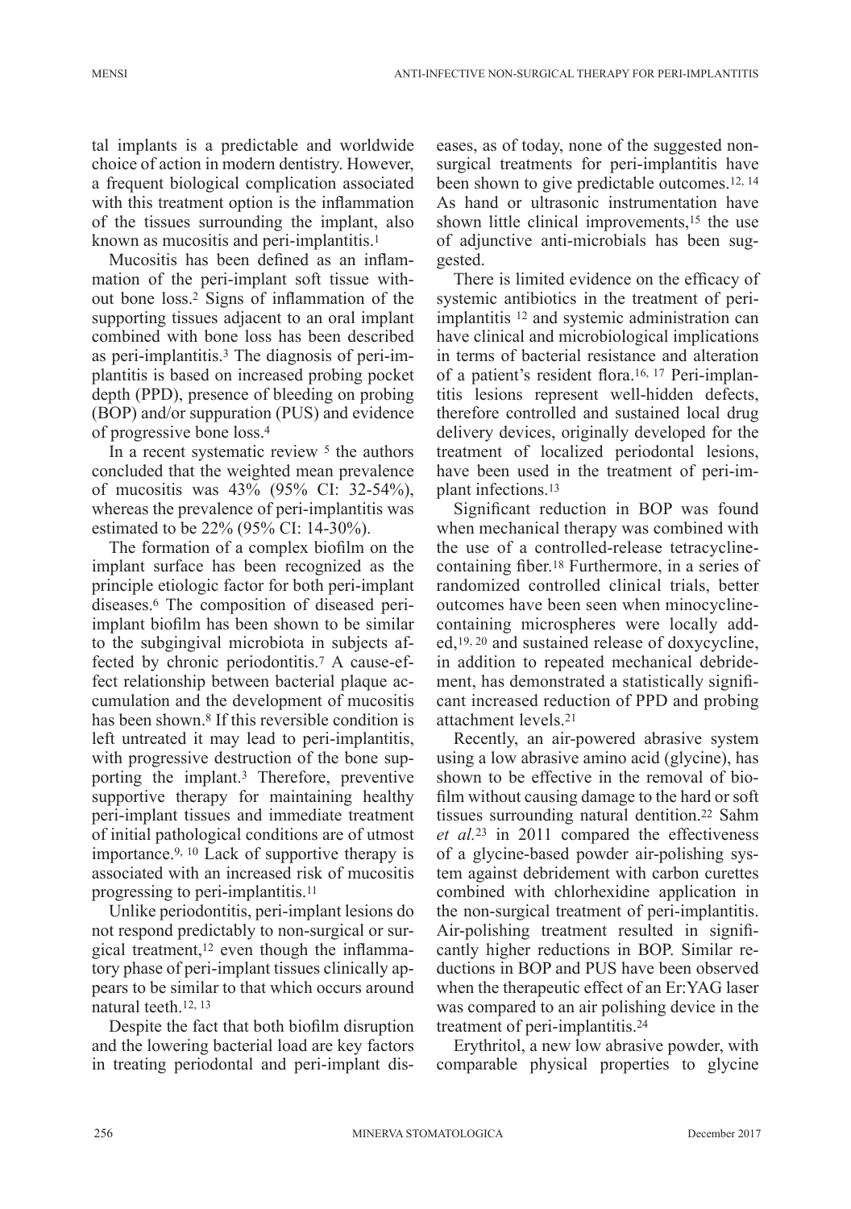tal implants is a predictable and worldwide choice of action in modern dentistry. However, a frequent biological complication associated with this treatment option is the inflammation of the tissues surrounding the implant, also known as mucositis and peri-implantitis.[1]

Mucositis has been defined as an inflammation of the peri-implant soft tissue without bone loss.[2] Signs of inflammation of the supporting tissues adjacent to an oral implant combined with bone loss has been described as peri-implantitis.[3] The diagnosis of peri-implantitis is based on increased probing pocket depth (PPD), presence of bleeding on probing (BOP) and/or suppuration (PUS) and evidence of progressive bone loss.[4]

In a recent systematic review [5] the authors concluded that the weighted mean prevalence of mucositis was 43% (95% CI: 32-54%), whereas the prevalence of peri-implantitis was estimated to be 22% (95% CI: 14-30%).

The formation of a complex biofilm on the implant surface has been recognized as the principle etiologic factor for both peri-implant diseases.[6] The composition of diseased peri-implant biofilm has been shown to be similar to the subgingival microbiota in subjects affected by chronic periodontitis.[7] A cause-effect relationship between bacterial plaque accumulation and the development of mucositis has been shown.[8] If this reversible condition is left untreated it may lead to peri-implantitis, with progressive destruction of the bone supporting the implant.[3] Therefore, preventive supportive therapy for maintaining healthy peri-implant tissues and immediate treatment of initial pathological conditions are of utmost importance.[9, 10] Lack of supportive therapy is associated with an increased risk of mucositis progressing to peri-implantitis.[11]

Unlike periodontitis, peri-implant lesions do not respond predictably to non-surgical or surgical treatment,[12] even though the inflammatory phase of peri-implant tissues clinically appears to be similar to that which occurs around natural teeth.[12, 13]

Despite the fact that both biofilm disruption and the lowering bacterial load are key factors in treating periodontal and peri-implant diseases, as of today, none of the suggested non-surgical treatments for peri-implantitis have been shown to give predictable outcomes.[12, 14] As hand or ultrasonic instrumentation have shown little clinical improvements,[15] the use of adjunctive anti-microbials has been suggested.

There is limited evidence on the efficacy of systemic antibiotics in the treatment of peri-implantitis [12] and systemic administration can have clinical and microbiological implications in terms of bacterial resistance and alteration of a patient's resident flora.[16, 17] Peri-implantitis lesions represent well-hidden defects, therefore controlled and sustained local drug delivery devices, originally developed for the treatment of localized periodontal lesions, have been used in the treatment of peri-implant infections.[13]

Significant reduction in BOP was found when mechanical therapy was combined with the use of a controlled-release tetracycline-containing fiber.[18] Furthermore, in a series of randomized controlled clinical trials, better outcomes have been seen when minocycline-containing microspheres were locally added,[19, 20] and sustained release of doxycycline, in addition to repeated mechanical debridement, has demonstrated a statistically significant increased reduction of PPD and probing attachment levels.[21]

Recently, an air-powered abrasive system using a low abrasive amino acid (glycine), has shown to be effective in the removal of biofilm without causing damage to the hard or soft tissues surrounding natural dentition.[22] Sahm *et al.*[23] in 2011 compared the effectiveness of a glycine-based powder air-polishing system against debridement with carbon curettes combined with chlorhexidine application in the non-surgical treatment of peri-implantitis. Air-polishing treatment resulted in significantly higher reductions in BOP. Similar reductions in BOP and PUS have been observed when the therapeutic effect of an Er:YAG laser was compared to an air polishing device in the treatment of peri-implantitis.[24]

Erythritol, a new low abrasive powder, with comparable physical properties to glycine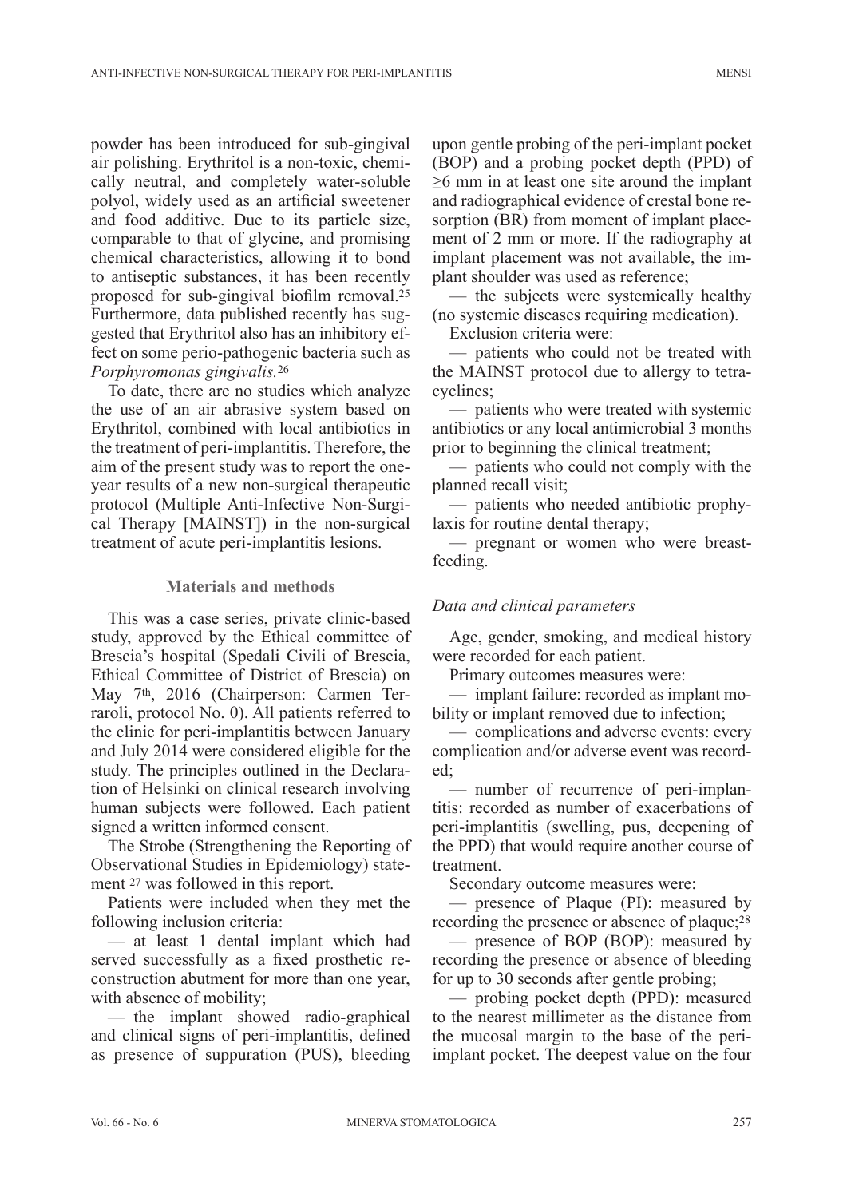powder has been introduced for sub-gingival air polishing. Erythritol is a non-toxic, chemically neutral, and completely water-soluble polyol, widely used as an artificial sweetener and food additive. Due to its particle size, comparable to that of glycine, and promising chemical characteristics, allowing it to bond to antiseptic substances, it has been recently proposed for sub-gingival biofilm removal.[25] Furthermore, data published recently has suggested that Erythritol also has an inhibitory effect on some perio-pathogenic bacteria such as *Porphyromonas gingivalis.*[26]

To date, there are no studies which analyze the use of an air abrasive system based on Erythritol, combined with local antibiotics in the treatment of peri-implantitis. Therefore, the aim of the present study was to report the one-year results of a new non-surgical therapeutic protocol (Multiple Anti-Infective Non-Surgical Therapy [MAINST]) in the non-surgical treatment of acute peri-implantitis lesions.

## Materials and methods

This was a case series, private clinic-based study, approved by the Ethical committee of Brescia's hospital (Spedali Civili of Brescia, Ethical Committee of District of Brescia) on May 7th, 2016 (Chairperson: Carmen Terraroli, protocol No. 0). All patients referred to the clinic for peri-implantitis between January and July 2014 were considered eligible for the study. The principles outlined in the Declaration of Helsinki on clinical research involving human subjects were followed. Each patient signed a written informed consent.

The Strobe (Strengthening the Reporting of Observational Studies in Epidemiology) statement [27] was followed in this report.

Patients were included when they met the following inclusion criteria:

— at least 1 dental implant which had served successfully as a fixed prosthetic reconstruction abutment for more than one year, with absence of mobility;

— the implant showed radio-graphical and clinical signs of peri-implantitis, defined as presence of suppuration (PUS), bleeding upon gentle probing of the peri-implant pocket (BOP) and a probing pocket depth (PPD) of ≥6 mm in at least one site around the implant and radiographical evidence of crestal bone resorption (BR) from moment of implant placement of 2 mm or more. If the radiography at implant placement was not available, the implant shoulder was used as reference;

— the subjects were systemically healthy (no systemic diseases requiring medication).

Exclusion criteria were:

— patients who could not be treated with the MAINST protocol due to allergy to tetracyclines;

— patients who were treated with systemic antibiotics or any local antimicrobial 3 months prior to beginning the clinical treatment;

— patients who could not comply with the planned recall visit;

— patients who needed antibiotic prophylaxis for routine dental therapy;

— pregnant or women who were breastfeeding.

### *Data and clinical parameters*

Age, gender, smoking, and medical history were recorded for each patient.

Primary outcomes measures were:

— implant failure: recorded as implant mobility or implant removed due to infection;

— complications and adverse events: every complication and/or adverse event was recorded;

— number of recurrence of peri-implantitis: recorded as number of exacerbations of peri-implantitis (swelling, pus, deepening of the PPD) that would require another course of treatment.

Secondary outcome measures were:

— presence of Plaque (PI): measured by recording the presence or absence of plaque;[28]

— presence of BOP (BOP): measured by recording the presence or absence of bleeding for up to 30 seconds after gentle probing;

— probing pocket depth (PPD): measured to the nearest millimeter as the distance from the mucosal margin to the base of the peri-implant pocket. The deepest value on the four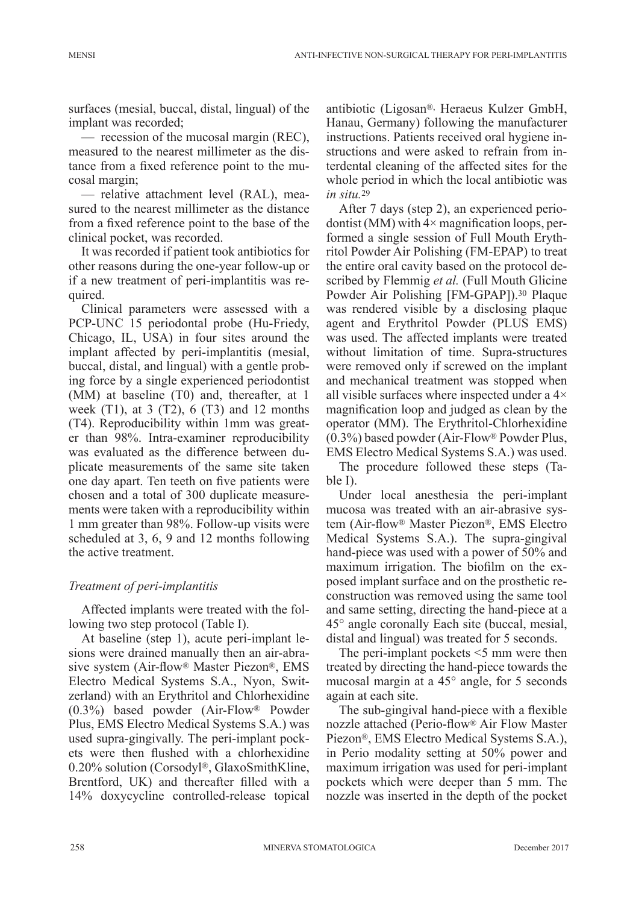surfaces (mesial, buccal, distal, lingual) of the implant was recorded;

— recession of the mucosal margin (REC), measured to the nearest millimeter as the distance from a fixed reference point to the mucosal margin;

— relative attachment level (RAL), measured to the nearest millimeter as the distance from a fixed reference point to the base of the clinical pocket, was recorded.

It was recorded if patient took antibiotics for other reasons during the one-year follow-up or if a new treatment of peri-implantitis was required.

Clinical parameters were assessed with a PCP-UNC 15 periodontal probe (Hu-Friedy, Chicago, IL, USA) in four sites around the implant affected by peri-implantitis (mesial, buccal, distal, and lingual) with a gentle probing force by a single experienced periodontist (MM) at baseline (T0) and, thereafter, at 1 week (T1), at 3 (T2), 6 (T3) and 12 months (T4). Reproducibility within 1mm was greater than 98%. Intra-examiner reproducibility was evaluated as the difference between duplicate measurements of the same site taken one day apart. Ten teeth on five patients were chosen and a total of 300 duplicate measurements were taken with a reproducibility within 1 mm greater than 98%. Follow-up visits were scheduled at 3, 6, 9 and 12 months following the active treatment.

### *Treatment of peri-implantitis*

Affected implants were treated with the following two step protocol (Table I).

At baseline (step 1), acute peri-implant lesions were drained manually then an air-abrasive system (Air-flow® Master Piezon®, EMS Electro Medical Systems S.A., Nyon, Switzerland) with an Erythritol and Chlorhexidine (0.3%) based powder (Air-Flow® Powder Plus, EMS Electro Medical Systems S.A.) was used supra-gingivally. The peri-implant pockets were then flushed with a chlorhexidine 0.20% solution (Corsodyl®, GlaxoSmithKline, Brentford, UK) and thereafter filled with a 14% doxycycline controlled-release topical antibiotic (Ligosan®, Heraeus Kulzer GmbH, Hanau, Germany) following the manufacturer instructions. Patients received oral hygiene instructions and were asked to refrain from interdental cleaning of the affected sites for the whole period in which the local antibiotic was *in situ.*[29]

After 7 days (step 2), an experienced periodontist (MM) with 4× magnification loops, performed a single session of Full Mouth Erythritol Powder Air Polishing (FM-EPAP) to treat the entire oral cavity based on the protocol described by Flemmig *et al.* (Full Mouth Glicine Powder Air Polishing [FM-GPAP]).[30] Plaque was rendered visible by a disclosing plaque agent and Erythritol Powder (PLUS EMS) was used. The affected implants were treated without limitation of time. Supra-structures were removed only if screwed on the implant and mechanical treatment was stopped when all visible surfaces where inspected under a 4× magnification loop and judged as clean by the operator (MM). The Erythritol-Chlorhexidine (0.3%) based powder (Air-Flow® Powder Plus, EMS Electro Medical Systems S.A.) was used.

The procedure followed these steps (Table I).

Under local anesthesia the peri-implant mucosa was treated with an air-abrasive system (Air-flow® Master Piezon®, EMS Electro Medical Systems S.A.). The supra-gingival hand-piece was used with a power of 50% and maximum irrigation. The biofilm on the exposed implant surface and on the prosthetic reconstruction was removed using the same tool and same setting, directing the hand-piece at a 45° angle coronally Each site (buccal, mesial, distal and lingual) was treated for 5 seconds.

The peri-implant pockets <5 mm were then treated by directing the hand-piece towards the mucosal margin at a 45° angle, for 5 seconds again at each site.

The sub-gingival hand-piece with a flexible nozzle attached (Perio-flow® Air Flow Master Piezon®, EMS Electro Medical Systems S.A.), in Perio modality setting at 50% power and maximum irrigation was used for peri-implant pockets which were deeper than 5 mm. The nozzle was inserted in the depth of the pocket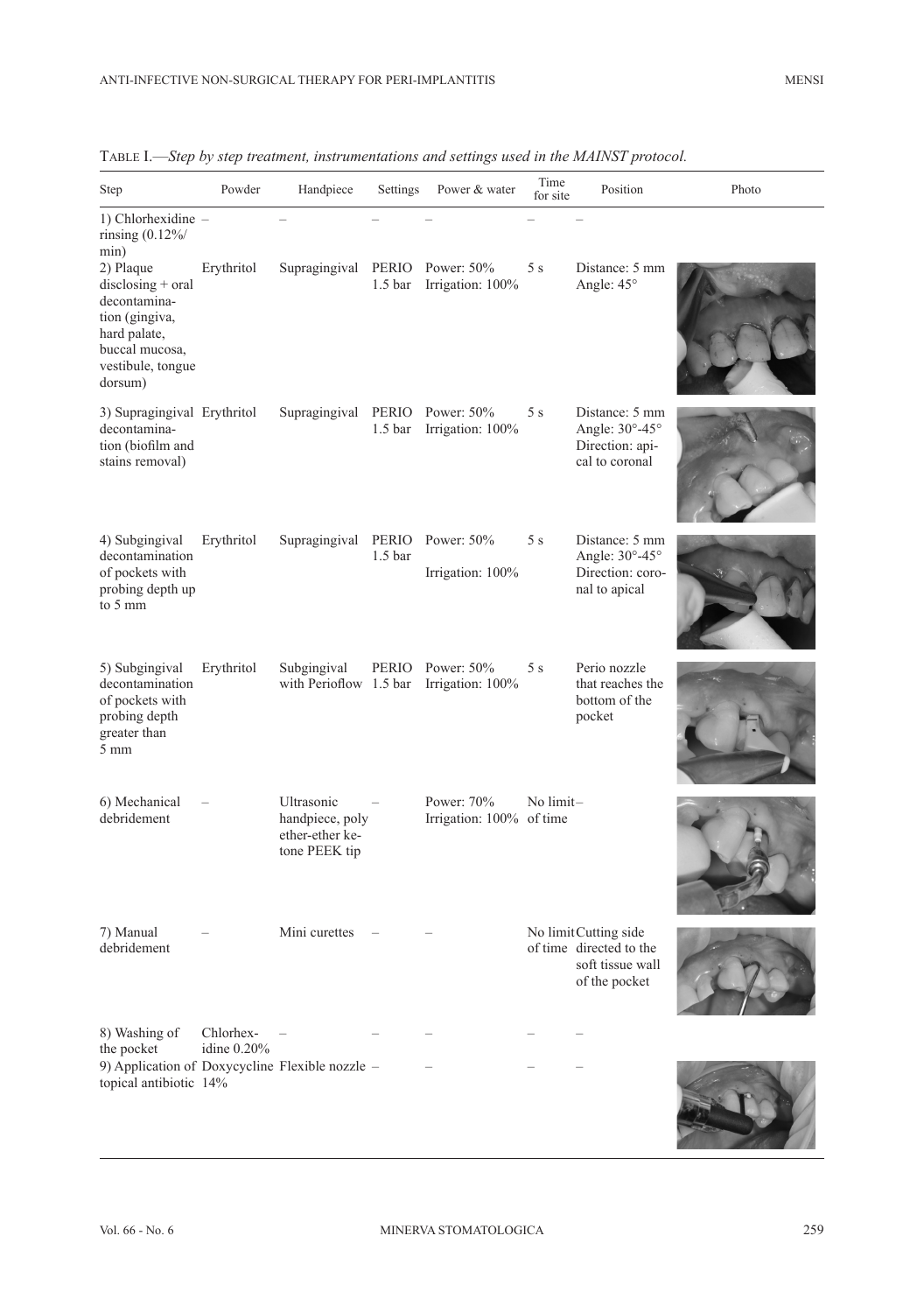TABLE I.—*Step by step treatment, instrumentations and settings used in the MAINST protocol.*

| Step | Powder | Handpiece | Settings | Power & water | Time for site | Position | Photo |
|---|---|---|---|---|---|---|---|
| 1) Chlorhexidine rinsing (0.12%/ min) | – | – | – | – | – | – | |
| 2) Plaque disclosing + oral decontamination (gingiva, hard palate, buccal mucosa, vestibule, tongue dorsum) | Erythritol | Supragingival | PERIO 1.5 bar | Power: 50% Irrigation: 100% | 5 s | Distance: 5 mm Angle: 45° | |
| 3) Supragingival decontamination (biofilm and stains removal) | Erythritol | Supragingival | PERIO 1.5 bar | Power: 50% Irrigation: 100% | 5 s | Distance: 5 mm Angle: 30°-45° Direction: apical to coronal | |
| 4) Subgingival decontamination of pockets with probing depth up to 5 mm | Erythritol | Supragingival | PERIO 1.5 bar | Power: 50% Irrigation: 100% | 5 s | Distance: 5 mm Angle: 30°-45° Direction: coronal to apical | |
| 5) Subgingival decontamination of pockets with probing depth greater than 5 mm | Erythritol | Subgingival with Perioflow | PERIO 1.5 bar | Power: 50% Irrigation: 100% | 5 s | Perio nozzle that reaches the bottom of the pocket | |
| 6) Mechanical debridement | – | Ultrasonic handpiece, poly ether-ether ketone PEEK tip | – | Power: 70% Irrigation: 100% | No limit of time | – | |
| 7) Manual debridement | – | Mini curettes | – | – | No limit of time | Cutting side directed to the soft tissue wall of the pocket | |
| 8) Washing of the pocket | Chlorhexidine 0.20% | – | – | – | – | – | |
| 9) Application of topical antibiotic | Doxycycline 14% | Flexible nozzle | – | – | – | – | |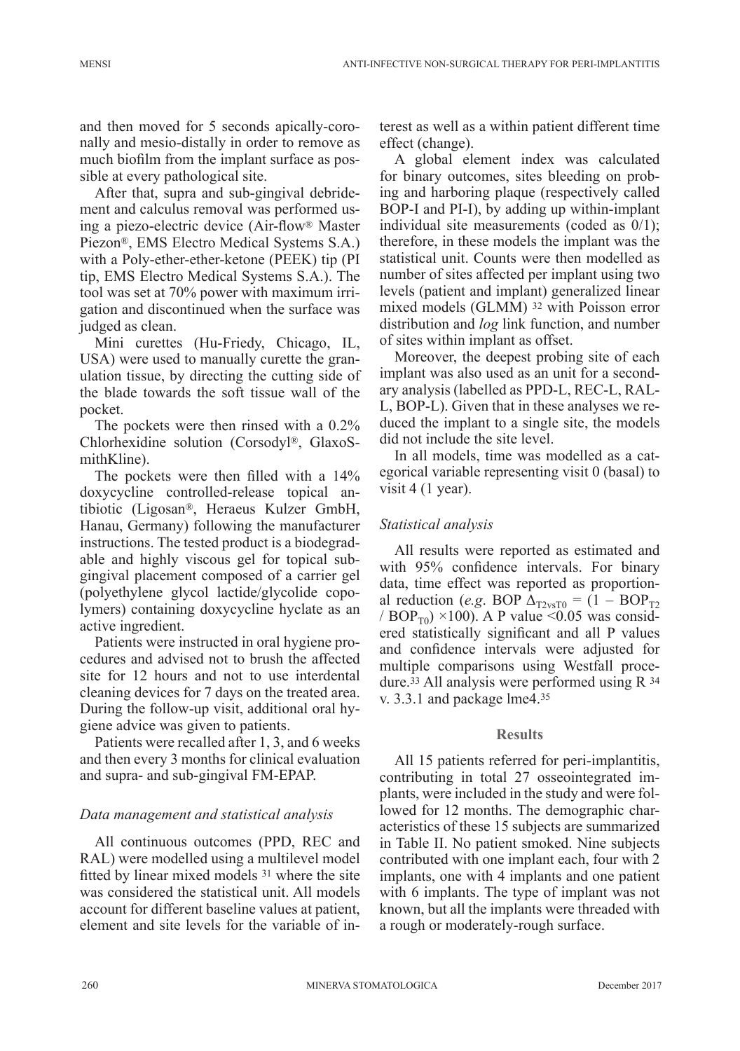and then moved for 5 seconds apically-coronally and mesio-distally in order to remove as much biofilm from the implant surface as possible at every pathological site.

After that, supra and sub-gingival debridement and calculus removal was performed using a piezo-electric device (Air-flow® Master Piezon®, EMS Electro Medical Systems S.A.) with a Poly-ether-ether-ketone (PEEK) tip (PI tip, EMS Electro Medical Systems S.A.). The tool was set at 70% power with maximum irrigation and discontinued when the surface was judged as clean.

Mini curettes (Hu-Friedy, Chicago, IL, USA) were used to manually curette the granulation tissue, by directing the cutting side of the blade towards the soft tissue wall of the pocket.

The pockets were then rinsed with a 0.2% Chlorhexidine solution (Corsodyl®, GlaxoSmithKline).

The pockets were then filled with a 14% doxycycline controlled-release topical antibiotic (Ligosan®, Heraeus Kulzer GmbH, Hanau, Germany) following the manufacturer instructions. The tested product is a biodegradable and highly viscous gel for topical subgingival placement composed of a carrier gel (polyethylene glycol lactide/glycolide copolymers) containing doxycycline hyclate as an active ingredient.

Patients were instructed in oral hygiene procedures and advised not to brush the affected site for 12 hours and not to use interdental cleaning devices for 7 days on the treated area. During the follow-up visit, additional oral hygiene advice was given to patients.

Patients were recalled after 1, 3, and 6 weeks and then every 3 months for clinical evaluation and supra- and sub-gingival FM-EPAP.

### *Data management and statistical analysis*

All continuous outcomes (PPD, REC and RAL) were modelled using a multilevel model fitted by linear mixed models [31] where the site was considered the statistical unit. All models account for different baseline values at patient, element and site levels for the variable of interest as well as a within patient different time effect (change).

A global element index was calculated for binary outcomes, sites bleeding on probing and harboring plaque (respectively called BOP-I and PI-I), by adding up within-implant individual site measurements (coded as 0/1); therefore, in these models the implant was the statistical unit. Counts were then modelled as number of sites affected per implant using two levels (patient and implant) generalized linear mixed models (GLMM) [32] with Poisson error distribution and *log* link function, and number of sites within implant as offset.

Moreover, the deepest probing site of each implant was also used as an unit for a secondary analysis (labelled as PPD-L, REC-L, RAL-L, BOP-L). Given that in these analyses we reduced the implant to a single site, the models did not include the site level.

In all models, time was modelled as a categorical variable representing visit 0 (basal) to visit 4 (1 year).

### *Statistical analysis*

All results were reported as estimated and with 95% confidence intervals. For binary data, time effect was reported as proportional reduction (*e.g.* BOP $\Delta_{T2vsT0} = (1 - BOP_{T2} / BOP_{T0}) \times 100$). A P value <0.05 was considered statistically significant and all P values and confidence intervals were adjusted for multiple comparisons using Westfall procedure.[33] All analysis were performed using R [34] v. 3.3.1 and package lme4.[35]

## Results

All 15 patients referred for peri-implantitis, contributing in total 27 osseointegrated implants, were included in the study and were followed for 12 months. The demographic characteristics of these 15 subjects are summarized in Table II. No patient smoked. Nine subjects contributed with one implant each, four with 2 implants, one with 4 implants and one patient with 6 implants. The type of implant was not known, but all the implants were threaded with a rough or moderately-rough surface.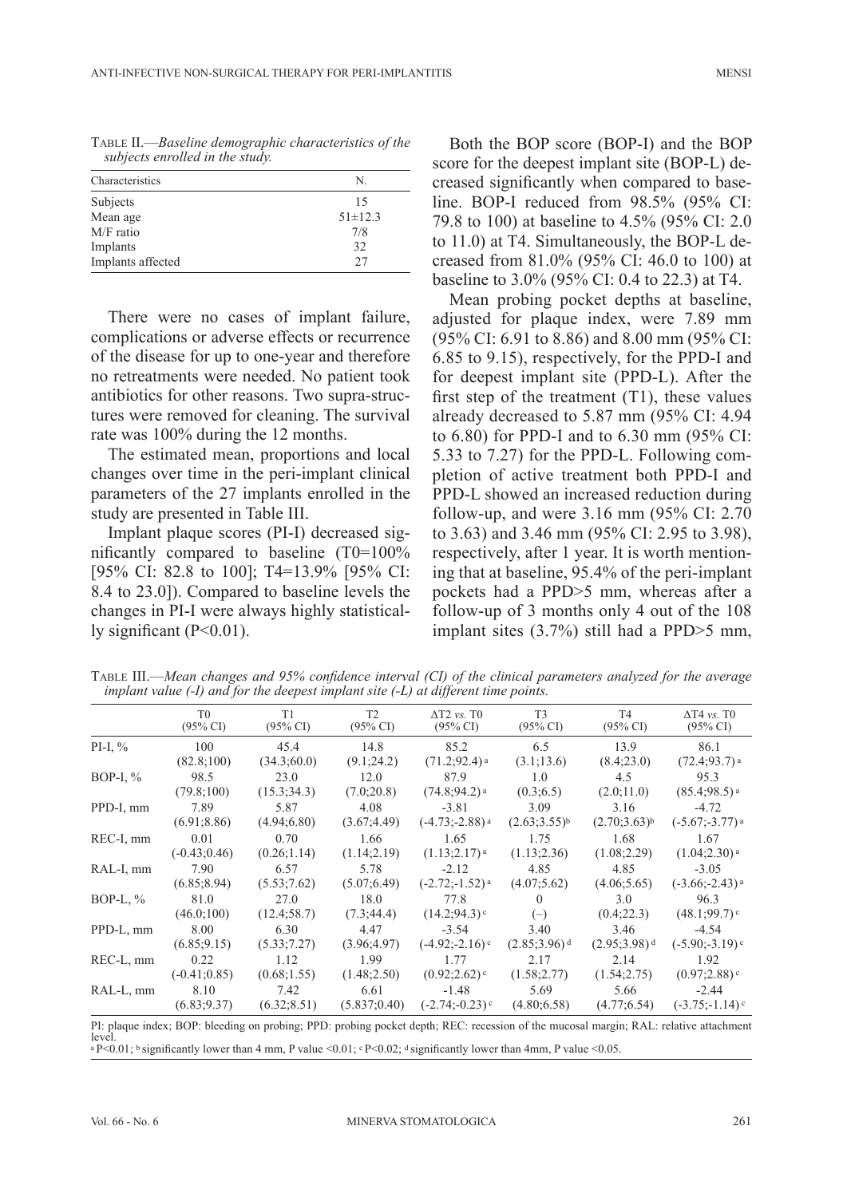Table II.—*Baseline demographic characteristics of the subjects enrolled in the study.*

| Characteristics | N. |
|---|---|
| Subjects | 15 |
| Mean age | 51±12.3 |
| M/F ratio | 7/8 |
| Implants | 32 |
| Implants affected | 27 |

There were no cases of implant failure, complications or adverse effects or recurrence of the disease for up to one-year and therefore no retreatments were needed. No patient took antibiotics for other reasons. Two supra-structures were removed for cleaning. The survival rate was 100% during the 12 months.

The estimated mean, proportions and local changes over time in the peri-implant clinical parameters of the 27 implants enrolled in the study are presented in Table III.

Implant plaque scores (PI-I) decreased significantly compared to baseline (T0=100% [95% CI: 82.8 to 100]; T4=13.9% [95% CI: 8.4 to 23.0]). Compared to baseline levels the changes in PI-I were always highly statistically significant (P<0.01).

Both the BOP score (BOP-I) and the BOP score for the deepest implant site (BOP-L) decreased significantly when compared to baseline. BOP-I reduced from 98.5% (95% CI: 79.8 to 100) at baseline to 4.5% (95% CI: 2.0 to 11.0) at T4. Simultaneously, the BOP-L decreased from 81.0% (95% CI: 46.0 to 100) at baseline to 3.0% (95% CI: 0.4 to 22.3) at T4.

Mean probing pocket depths at baseline, adjusted for plaque index, were 7.89 mm (95% CI: 6.91 to 8.86) and 8.00 mm (95% CI: 6.85 to 9.15), respectively, for the PPD-I and for deepest implant site (PPD-L). After the first step of the treatment (T1), these values already decreased to 5.87 mm (95% CI: 4.94 to 6.80) for PPD-I and to 6.30 mm (95% CI: 5.33 to 7.27) for the PPD-L. Following completion of active treatment both PPD-I and PPD-L showed an increased reduction during follow-up, and were 3.16 mm (95% CI: 2.70 to 3.63) and 3.46 mm (95% CI: 2.95 to 3.98), respectively, after 1 year. It is worth mentioning that at baseline, 95.4% of the peri-implant pockets had a PPD>5 mm, whereas after a follow-up of 3 months only 4 out of the 108 implant sites (3.7%) still had a PPD>5 mm,

Table III.—*Mean changes and 95% confidence interval (CI) of the clinical parameters analyzed for the average implant value (-I) and for the deepest implant site (-L) at different time points.*

| | T0 (95% CI) | T1 (95% CI) | T2 (95% CI) | ΔT2 *vs.* T0 (95% CI) | T3 (95% CI) | T4 (95% CI) | ΔT4 *vs.* T0 (95% CI) |
|---|---|---|---|---|---|---|---|
| PI-I, % | 100 (82.8;100) | 45.4 (34.3;60.0) | 14.8 (9.1;24.2) | 85.2 (71.2;92.4) [a] | 6.5 (3.1;13.6) | 13.9 (8.4;23.0) | 86.1 (72.4;93.7) [a] |
| BOP-I, % | 98.5 (79.8;100) | 23.0 (15.3;34.3) | 12.0 (7.0;20.8) | 87.9 (74.8;94.2) [a] | 1.0 (0.3;6.5) | 4.5 (2.0;11.0) | 95.3 (85.4;98.5) [a] |
| PPD-I, mm | 7.89 (6.91;8.86) | 5.87 (4.94;6.80) | 4.08 (3.67;4.49) | -3.81 (-4.73;-2.88) [a] | 3.09 (2.63;3.55) [b] | 3.16 (2.70;3.63) [b] | -4.72 (-5.67;-3.77) [a] |
| REC-I, mm | 0.01 (-0.43;0.46) | 0.70 (0.26;1.14) | 1.66 (1.14;2.19) | 1.65 (1.13;2.17) [a] | 1.75 (1.13;2.36) | 1.68 (1.08;2.29) | 1.67 (1.04;2.30) [a] |
| RAL-I, mm | 7.90 (6.85;8.94) | 6.57 (5.53;7.62) | 5.78 (5.07;6.49) | -2.12 (-2.72;-1.52) [a] | 4.85 (4.07;5.62) | 4.85 (4.06;5.65) | -3.05 (-3.66;-2.43) [a] |
| BOP-L, % | 81.0 (46.0;100) | 27.0 (12.4;58.7) | 18.0 (7.3;44.4) | 77.8 (14.2;94.3) [c] | 0 (–) | 3.0 (0.4;22.3) | 96.3 (48.1;99.7) [c] |
| PPD-L, mm | 8.00 (6.85;9.15) | 6.30 (5.33;7.27) | 4.47 (3.96;4.97) | -3.54 (-4.92;-2.16) [c] | 3.40 (2.85;3.96) [d] | 3.46 (2.95;3.98) [d] | -4.54 (-5.90;-3.19) [c] |
| REC-L, mm | 0.22 (-0.41;0.85) | 1.12 (0.68;1.55) | 1.99 (1.48;2.50) | 1.77 (0.92;2.62) [c] | 2.17 (1.58;2.77) | 2.14 (1.54;2.75) | 1.92 (0.97;2.88) [c] |
| RAL-L, mm | 8.10 (6.83;9.37) | 7.42 (6.32;8.51) | 6.61 (5.837;0.40) | -1.48 (-2.74;-0.23) [c] | 5.69 (4.80;6.58) | 5.66 (4.77;6.54) | -2.44 (-3.75;-1.14) [c] |

PI: plaque index; BOP: bleeding on probing; PPD: probing pocket depth; REC: recession of the mucosal margin; RAL: relative attachment level.
[a] P<0.01; [b] significantly lower than 4 mm, P value <0.01; [c] P<0.02; [d] significantly lower than 4mm, P value <0.05.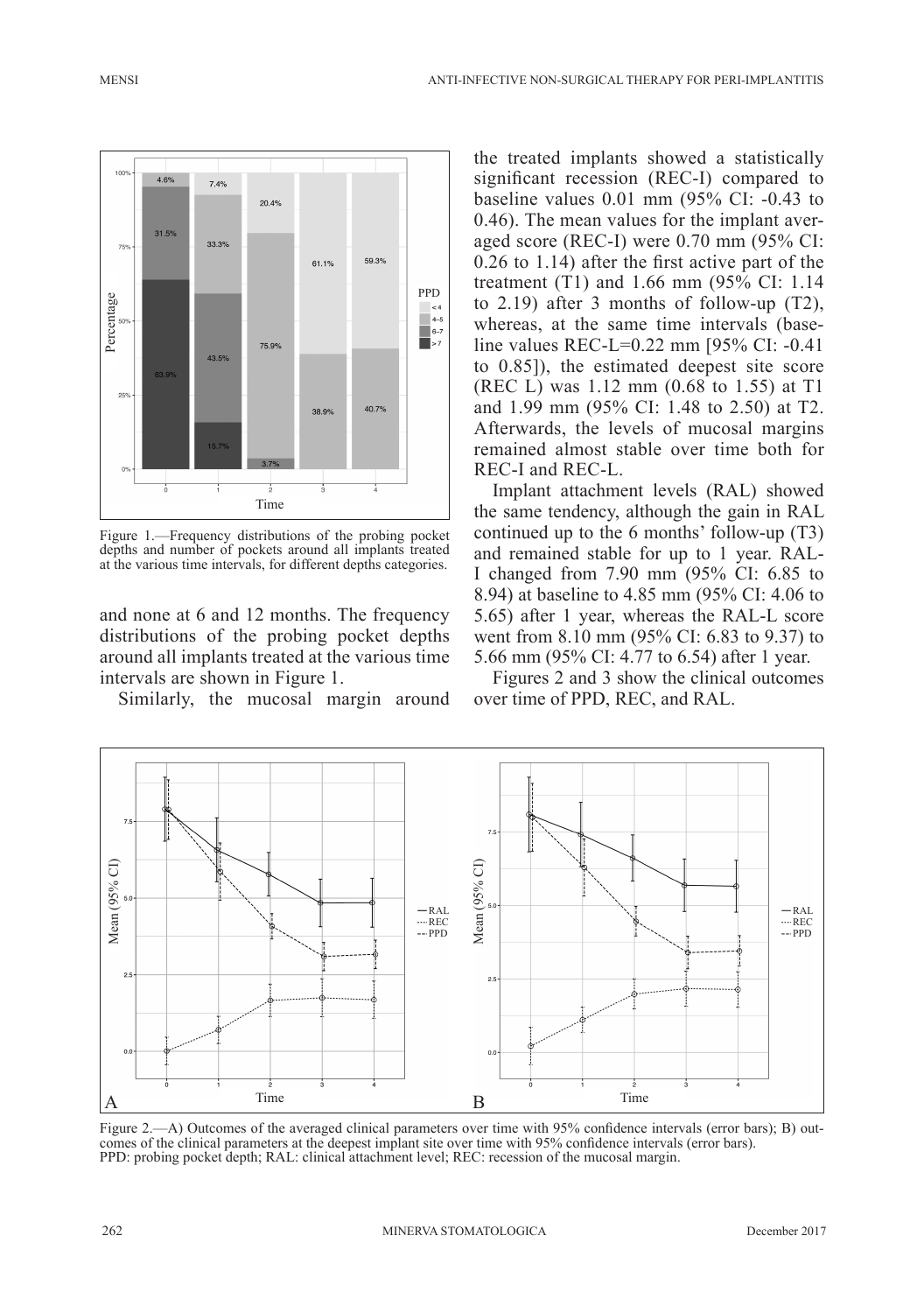Figure 1.—Frequency distributions of the probing pocket depths and number of pockets around all implants treated at the various time intervals, for different depths categories.

and none at 6 and 12 months. The frequency distributions of the probing pocket depths around all implants treated at the various time intervals are shown in Figure 1.

Similarly, the mucosal margin around the treated implants showed a statistically significant recession (REC-I) compared to baseline values 0.01 mm (95% CI: -0.43 to 0.46). The mean values for the implant averaged score (REC-I) were 0.70 mm (95% CI: 0.26 to 1.14) after the first active part of the treatment (T1) and 1.66 mm (95% CI: 1.14 to 2.19) after 3 months of follow-up (T2), whereas, at the same time intervals (baseline values REC-L=0.22 mm [95% CI: -0.41 to 0.85]), the estimated deepest site score (REC L) was 1.12 mm (0.68 to 1.55) at T1 and 1.99 mm (95% CI: 1.48 to 2.50) at T2. Afterwards, the levels of mucosal margins remained almost stable over time both for REC-I and REC-L.

Implant attachment levels (RAL) showed the same tendency, although the gain in RAL continued up to the 6 months' follow-up (T3) and remained stable for up to 1 year. RAL-I changed from 7.90 mm (95% CI: 6.85 to 8.94) at baseline to 4.85 mm (95% CI: 4.06 to 5.65) after 1 year, whereas the RAL-L score went from 8.10 mm (95% CI: 6.83 to 9.37) to 5.66 mm (95% CI: 4.77 to 6.54) after 1 year.

Figures 2 and 3 show the clinical outcomes over time of PPD, REC, and RAL.

Figure 2.—A) Outcomes of the averaged clinical parameters over time with 95% confidence intervals (error bars); B) outcomes of the clinical parameters at the deepest implant site over time with 95% confidence intervals (error bars).
PPD: probing pocket depth; RAL: clinical attachment level; REC: recession of the mucosal margin.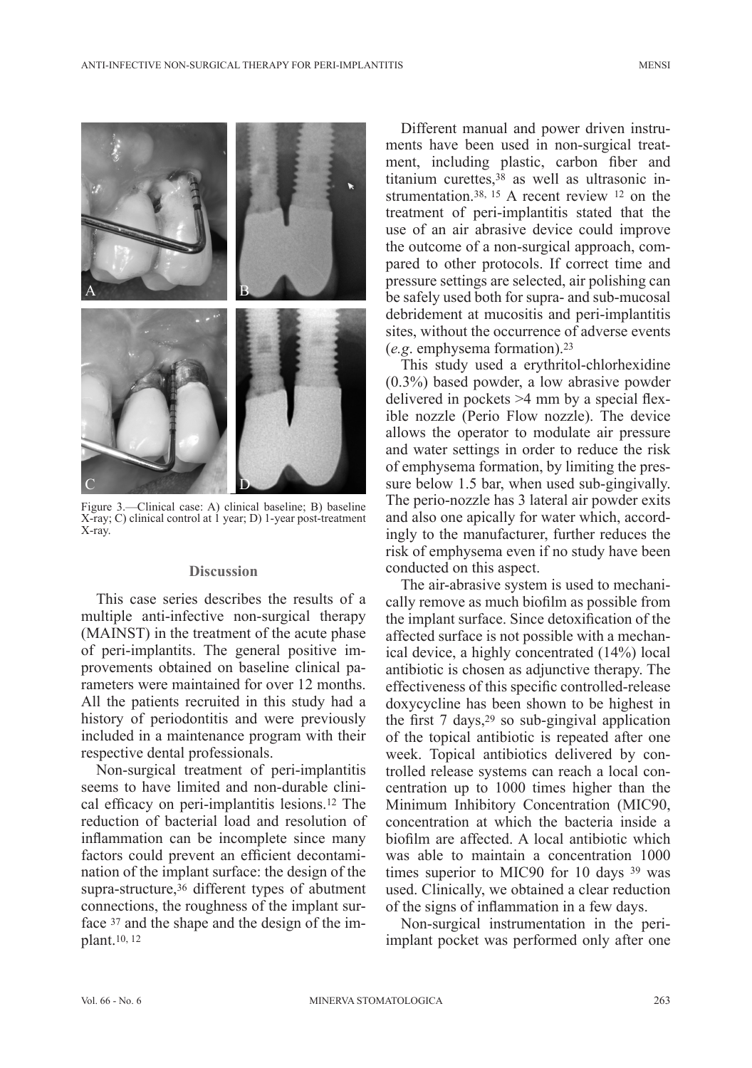Figure 3.—Clinical case: A) clinical baseline; B) baseline X-ray; C) clinical control at 1 year; D) 1-year post-treatment X-ray.

## Discussion

This case series describes the results of a multiple anti-infective non-surgical therapy (MAINST) in the treatment of the acute phase of peri-implantits. The general positive improvements obtained on baseline clinical parameters were maintained for over 12 months. All the patients recruited in this study had a history of periodontitis and were previously included in a maintenance program with their respective dental professionals.

Non-surgical treatment of peri-implantitis seems to have limited and non-durable clinical efficacy on peri-implantitis lesions.[12] The reduction of bacterial load and resolution of inflammation can be incomplete since many factors could prevent an efficient decontamination of the implant surface: the design of the supra-structure,[36] different types of abutment connections, the roughness of the implant surface [37] and the shape and the design of the implant.[10, 12]

Different manual and power driven instruments have been used in non-surgical treatment, including plastic, carbon fiber and titanium curettes,[38] as well as ultrasonic instrumentation.[38, 15] A recent review [12] on the treatment of peri-implantitis stated that the use of an air abrasive device could improve the outcome of a non-surgical approach, compared to other protocols. If correct time and pressure settings are selected, air polishing can be safely used both for supra- and sub-mucosal debridement at mucositis and peri-implantitis sites, without the occurrence of adverse events (*e.g.* emphysema formation).[23]

This study used a erythritol-chlorhexidine (0.3%) based powder, a low abrasive powder delivered in pockets >4 mm by a special flexible nozzle (Perio Flow nozzle). The device allows the operator to modulate air pressure and water settings in order to reduce the risk of emphysema formation, by limiting the pressure below 1.5 bar, when used sub-gingivally. The perio-nozzle has 3 lateral air powder exits and also one apically for water which, accordingly to the manufacturer, further reduces the risk of emphysema even if no study have been conducted on this aspect.

The air-abrasive system is used to mechanically remove as much biofilm as possible from the implant surface. Since detoxification of the affected surface is not possible with a mechanical device, a highly concentrated (14%) local antibiotic is chosen as adjunctive therapy. The effectiveness of this specific controlled-release doxycycline has been shown to be highest in the first 7 days,[29] so sub-gingival application of the topical antibiotic is repeated after one week. Topical antibiotics delivered by controlled release systems can reach a local concentration up to 1000 times higher than the Minimum Inhibitory Concentration (MIC90, concentration at which the bacteria inside a biofilm are affected. A local antibiotic which was able to maintain a concentration 1000 times superior to MIC90 for 10 days [39] was used. Clinically, we obtained a clear reduction of the signs of inflammation in a few days.

Non-surgical instrumentation in the peri-implant pocket was performed only after one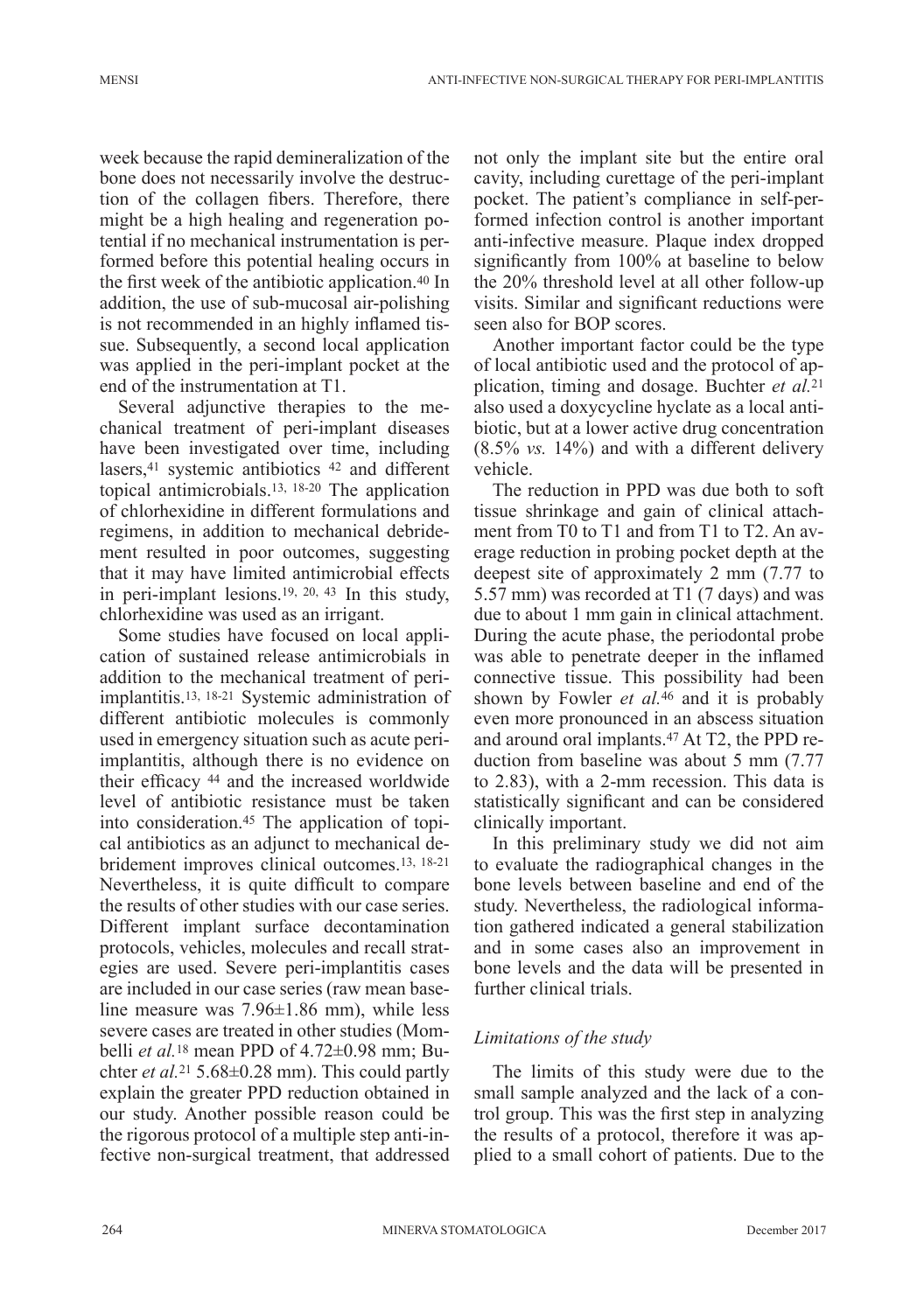week because the rapid demineralization of the bone does not necessarily involve the destruction of the collagen fibers. Therefore, there might be a high healing and regeneration potential if no mechanical instrumentation is performed before this potential healing occurs in the first week of the antibiotic application.[40] In addition, the use of sub-mucosal air-polishing is not recommended in an highly inflamed tissue. Subsequently, a second local application was applied in the peri-implant pocket at the end of the instrumentation at T1.

Several adjunctive therapies to the mechanical treatment of peri-implant diseases have been investigated over time, including lasers,[41] systemic antibiotics [42] and different topical antimicrobials.[13, 18-20] The application of chlorhexidine in different formulations and regimens, in addition to mechanical debridement resulted in poor outcomes, suggesting that it may have limited antimicrobial effects in peri-implant lesions.[19, 20, 43] In this study, chlorhexidine was used as an irrigant.

Some studies have focused on local application of sustained release antimicrobials in addition to the mechanical treatment of peri-implantitis.[13, 18-21] Systemic administration of different antibiotic molecules is commonly used in emergency situation such as acute peri-implantitis, although there is no evidence on their efficacy [44] and the increased worldwide level of antibiotic resistance must be taken into consideration.[45] The application of topical antibiotics as an adjunct to mechanical debridement improves clinical outcomes.[13, 18-21] Nevertheless, it is quite difficult to compare the results of other studies with our case series. Different implant surface decontamination protocols, vehicles, molecules and recall strategies are used. Severe peri-implantitis cases are included in our case series (raw mean baseline measure was 7.96±1.86 mm), while less severe cases are treated in other studies (Mombelli *et al.*[18] mean PPD of 4.72±0.98 mm; Buchter *et al.*[21] 5.68±0.28 mm). This could partly explain the greater PPD reduction obtained in our study. Another possible reason could be the rigorous protocol of a multiple step anti-infective non-surgical treatment, that addressed not only the implant site but the entire oral cavity, including curettage of the peri-implant pocket. The patient's compliance in self-performed infection control is another important anti-infective measure. Plaque index dropped significantly from 100% at baseline to below the 20% threshold level at all other follow-up visits. Similar and significant reductions were seen also for BOP scores.

Another important factor could be the type of local antibiotic used and the protocol of application, timing and dosage. Buchter *et al.*[21] also used a doxycycline hyclate as a local antibiotic, but at a lower active drug concentration (8.5% *vs.* 14%) and with a different delivery vehicle.

The reduction in PPD was due both to soft tissue shrinkage and gain of clinical attachment from T0 to T1 and from T1 to T2. An average reduction in probing pocket depth at the deepest site of approximately 2 mm (7.77 to 5.57 mm) was recorded at T1 (7 days) and was due to about 1 mm gain in clinical attachment. During the acute phase, the periodontal probe was able to penetrate deeper in the inflamed connective tissue. This possibility had been shown by Fowler *et al.*[46] and it is probably even more pronounced in an abscess situation and around oral implants.[47] At T2, the PPD reduction from baseline was about 5 mm (7.77 to 2.83), with a 2-mm recession. This data is statistically significant and can be considered clinically important.

In this preliminary study we did not aim to evaluate the radiographical changes in the bone levels between baseline and end of the study. Nevertheless, the radiological information gathered indicated a general stabilization and in some cases also an improvement in bone levels and the data will be presented in further clinical trials.

### *Limitations of the study*

The limits of this study were due to the small sample analyzed and the lack of a control group. This was the first step in analyzing the results of a protocol, therefore it was applied to a small cohort of patients. Due to the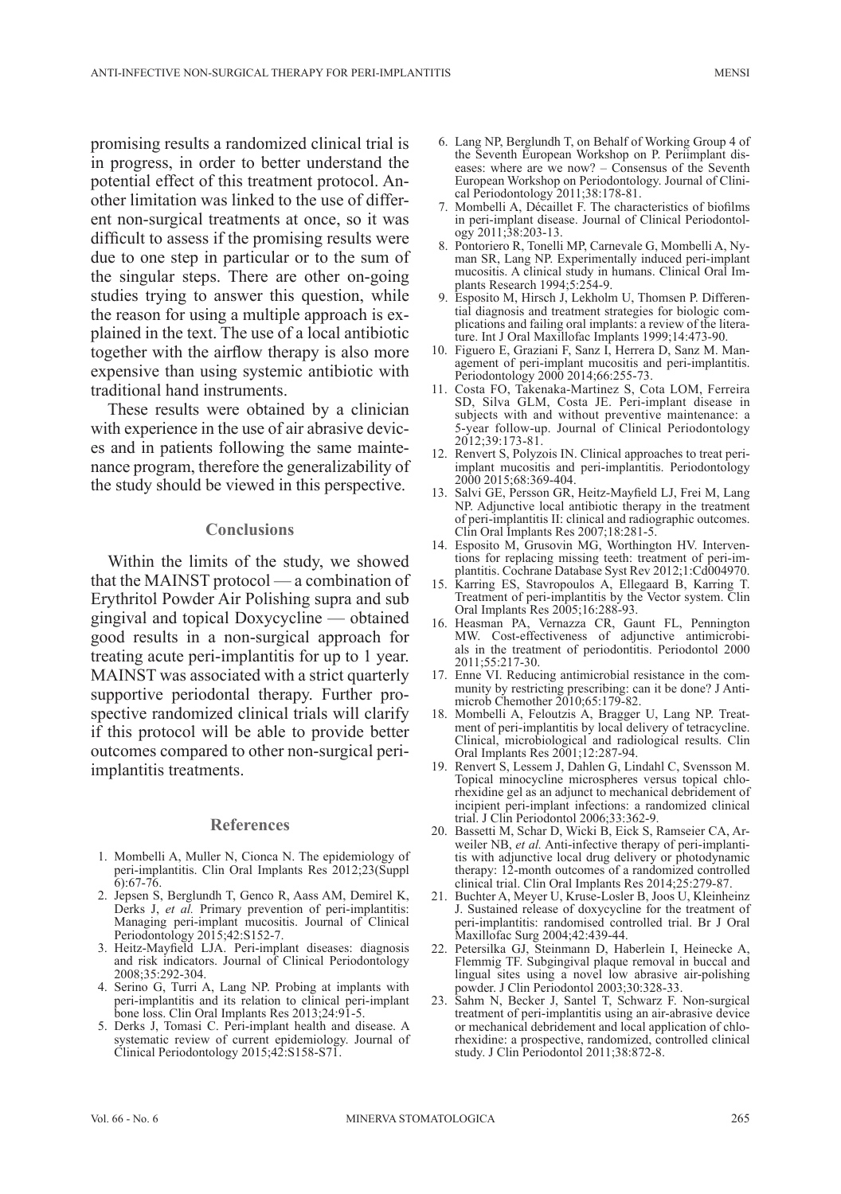promising results a randomized clinical trial is in progress, in order to better understand the potential effect of this treatment protocol. Another limitation was linked to the use of different non-surgical treatments at once, so it was difficult to assess if the promising results were due to one step in particular or to the sum of the singular steps. There are other on-going studies trying to answer this question, while the reason for using a multiple approach is explained in the text. The use of a local antibiotic together with the airflow therapy is also more expensive than using systemic antibiotic with traditional hand instruments.

These results were obtained by a clinician with experience in the use of air abrasive devices and in patients following the same maintenance program, therefore the generalizability of the study should be viewed in this perspective.

## Conclusions

Within the limits of the study, we showed that the MAINST protocol — a combination of Erythritol Powder Air Polishing supra and sub gingival and topical Doxycycline — obtained good results in a non-surgical approach for treating acute peri-implantitis for up to 1 year. MAINST was associated with a strict quarterly supportive periodontal therapy. Further prospective randomized clinical trials will clarify if this protocol will be able to provide better outcomes compared to other non-surgical peri-implantitis treatments.

## References

1. Mombelli A, Muller N, Cionca N. The epidemiology of peri-implantitis. Clin Oral Implants Res 2012;23(Suppl 6):67-76.
2. Jepsen S, Berglundh T, Genco R, Aass AM, Demirel K, Derks J, *et al.* Primary prevention of peri-implantitis: Managing peri-implant mucositis. Journal of Clinical Periodontology 2015;42:S152-7.
3. Heitz-Mayfield LJA. Peri-implant diseases: diagnosis and risk indicators. Journal of Clinical Periodontology 2008;35:292-304.
4. Serino G, Turri A, Lang NP. Probing at implants with peri-implantitis and its relation to clinical peri-implant bone loss. Clin Oral Implants Res 2013;24:91-5.
5. Derks J, Tomasi C. Peri-implant health and disease. A systematic review of current epidemiology. Journal of Clinical Periodontology 2015;42:S158-S71.
6. Lang NP, Berglundh T, on Behalf of Working Group 4 of the Seventh European Workshop on P. Periimplant diseases: where are we now? – Consensus of the Seventh European Workshop on Periodontology. Journal of Clinical Periodontology 2011;38:178-81.
7. Mombelli A, Décaillet F. The characteristics of biofilms in peri-implant disease. Journal of Clinical Periodontology 2011;38:203-13.
8. Pontoriero R, Tonelli MP, Carnevale G, Mombelli A, Nyman SR, Lang NP. Experimentally induced peri-implant mucositis. A clinical study in humans. Clinical Oral Implants Research 1994;5:254-9.
9. Esposito M, Hirsch J, Lekholm U, Thomsen P. Differential diagnosis and treatment strategies for biologic complications and failing oral implants: a review of the literature. Int J Oral Maxillofac Implants 1999;14:473-90.
10. Figuero E, Graziani F, Sanz I, Herrera D, Sanz M. Management of peri-implant mucositis and peri-implantitis. Periodontology 2000 2014;66:255-73.
11. Costa FO, Takenaka-Martinez S, Cota LOM, Ferreira SD, Silva GLM, Costa JE. Peri-implant disease in subjects with and without preventive maintenance: a 5-year follow-up. Journal of Clinical Periodontology 2012;39:173-81.
12. Renvert S, Polyzois IN. Clinical approaches to treat peri-implant mucositis and peri-implantitis. Periodontology 2000 2015;68:369-404.
13. Salvi GE, Persson GR, Heitz-Mayfield LJ, Frei M, Lang NP. Adjunctive local antibiotic therapy in the treatment of peri-implantitis II: clinical and radiographic outcomes. Clin Oral Implants Res 2007;18:281-5.
14. Esposito M, Grusovin MG, Worthington HV. Interventions for replacing missing teeth: treatment of peri-implantitis. Cochrane Database Syst Rev 2012;1:Cd004970.
15. Karring ES, Stavropoulos A, Ellegaard B, Karring T. Treatment of peri-implantitis by the Vector system. Clin Oral Implants Res 2005;16:288-93.
16. Heasman PA, Vernazza CR, Gaunt FL, Pennington MW. Cost-effectiveness of adjunctive antimicrobials in the treatment of periodontitis. Periodontol 2000 2011;55:217-30.
17. Enne VI. Reducing antimicrobial resistance in the community by restricting prescribing: can it be done? J Antimicrob Chemother 2010;65:179-82.
18. Mombelli A, Feloutzis A, Bragger U, Lang NP. Treatment of peri-implantitis by local delivery of tetracycline. Clinical, microbiological and radiological results. Clin Oral Implants Res 2001;12:287-94.
19. Renvert S, Lessem J, Dahlen G, Lindahl C, Svensson M. Topical minocycline microspheres versus topical chlorhexidine gel as an adjunct to mechanical debridement of incipient peri-implant infections: a randomized clinical trial. J Clin Periodontol 2006;33:362-9.
20. Bassetti M, Schar D, Wicki B, Eick S, Ramseier CA, Arweiler NB, *et al.* Anti-infective therapy of peri-implantitis with adjunctive local drug delivery or photodynamic therapy: 12-month outcomes of a randomized controlled clinical trial. Clin Oral Implants Res 2014;25:279-87.
21. Buchter A, Meyer U, Kruse-Losler B, Joos U, Kleinheinz J. Sustained release of doxycycline for the treatment of peri-implantitis: randomised controlled trial. Br J Oral Maxillofac Surg 2004;42:439-44.
22. Petersilka GJ, Steinmann D, Haberlein I, Heinecke A, Flemmig TF. Subgingival plaque removal in buccal and lingual sites using a novel low abrasive air-polishing powder. J Clin Periodontol 2003;30:328-33.
23. Sahm N, Becker J, Santel T, Schwarz F. Non-surgical treatment of peri-implantitis using an air-abrasive device or mechanical debridement and local application of chlorhexidine: a prospective, randomized, controlled clinical study. J Clin Periodontol 2011;38:872-8.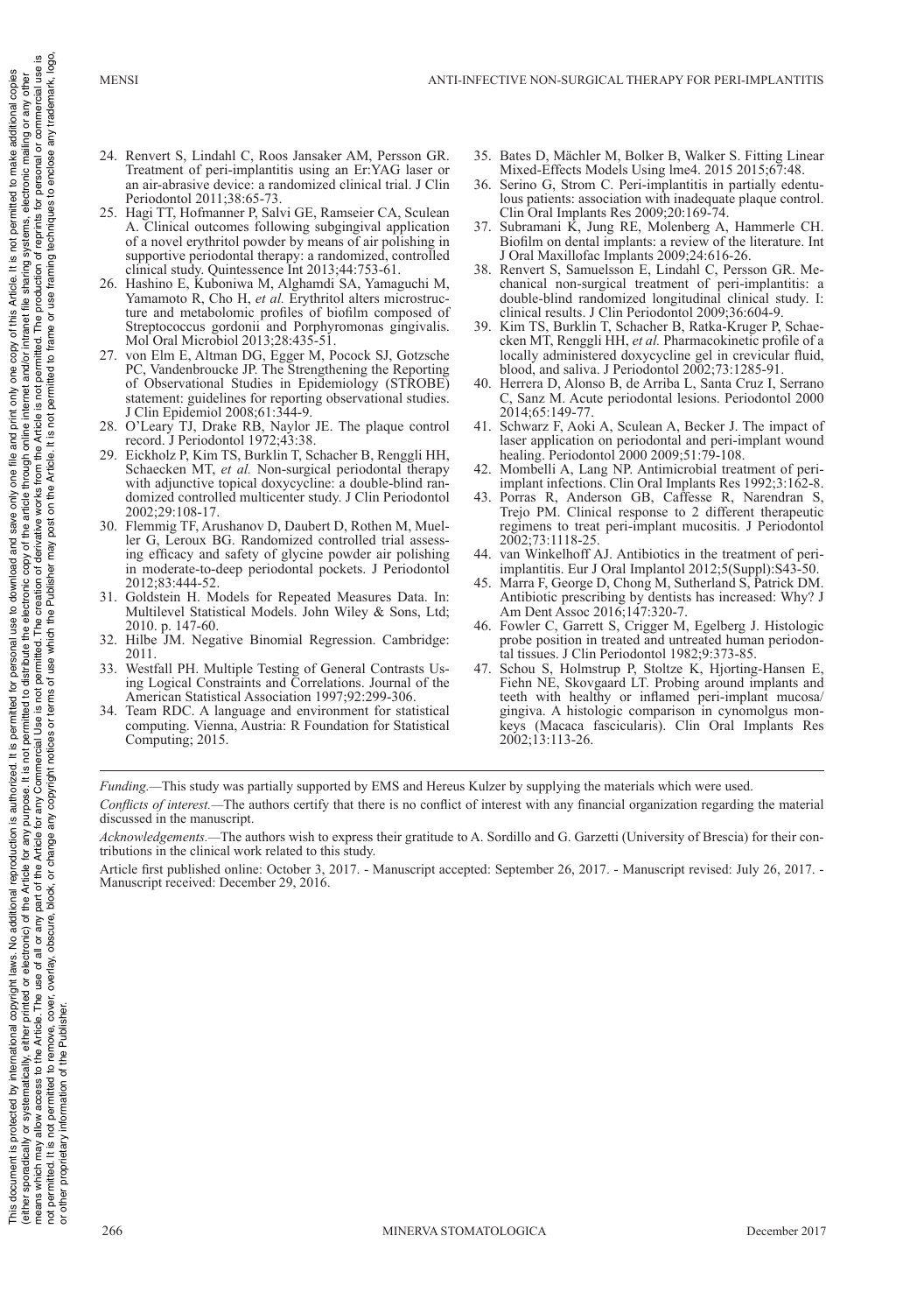24. Renvert S, Lindahl C, Roos Jansaker AM, Persson GR. Treatment of peri-implantitis using an Er:YAG laser or an air-abrasive device: a randomized clinical trial. J Clin Periodontol 2011;38:65-73.
25. Hagi TT, Hofmanner P, Salvi GE, Ramseier CA, Sculean A. Clinical outcomes following subgingival application of a novel erythritol powder by means of air polishing in supportive periodontal therapy: a randomized, controlled clinical study. Quintessence Int 2013;44:753-61.
26. Hashino E, Kuboniwa M, Alghamdi SA, Yamaguchi M, Yamamoto R, Cho H, *et al.* Erythritol alters microstructure and metabolomic profiles of biofilm composed of Streptococcus gordonii and Porphyromonas gingivalis. Mol Oral Microbiol 2013;28:435-51.
27. von Elm E, Altman DG, Egger M, Pocock SJ, Gotzsche PC, Vandenbroucke JP. The Strengthening the Reporting of Observational Studies in Epidemiology (STROBE) statement: guidelines for reporting observational studies. J Clin Epidemiol 2008;61:344-9.
28. O'Leary TJ, Drake RB, Naylor JE. The plaque control record. J Periodontol 1972;43:38.
29. Eickholz P, Kim TS, Burklin T, Schacher B, Renggli HH, Schaecken MT, *et al.* Non-surgical periodontal therapy with adjunctive topical doxycycline: a double-blind randomized controlled multicenter study. J Clin Periodontol 2002;29:108-17.
30. Flemmig TF, Arushanov D, Daubert D, Rothen M, Mueller G, Leroux BG. Randomized controlled trial assessing efficacy and safety of glycine powder air polishing in moderate-to-deep periodontal pockets. J Periodontol 2012;83:444-52.
31. Goldstein H. Models for Repeated Measures Data. In: Multilevel Statistical Models. John Wiley & Sons, Ltd; 2010. p. 147-60.
32. Hilbe JM. Negative Binomial Regression. Cambridge: 2011.
33. Westfall PH. Multiple Testing of General Contrasts Using Logical Constraints and Correlations. Journal of the American Statistical Association 1997;92:299-306.
34. Team RDC. A language and environment for statistical computing. Vienna, Austria: R Foundation for Statistical Computing; 2015.
35. Bates D, Mächler M, Bolker B, Walker S. Fitting Linear Mixed-Effects Models Using lme4. 2015 2015;67:48.
36. Serino G, Strom C. Peri-implantitis in partially edentulous patients: association with inadequate plaque control. Clin Oral Implants Res 2009;20:169-74.
37. Subramani K, Jung RE, Molenberg A, Hammerle CH. Biofilm on dental implants: a review of the literature. Int J Oral Maxillofac Implants 2009;24:616-26.
38. Renvert S, Samuelsson E, Lindahl C, Persson GR. Mechanical non-surgical treatment of peri-implantitis: a double-blind randomized longitudinal clinical study. I: clinical results. J Clin Periodontol 2009;36:604-9.
39. Kim TS, Burklin T, Schacher B, Ratka-Kruger P, Schaecken MT, Renggli HH, *et al.* Pharmacokinetic profile of a locally administered doxycycline gel in crevicular fluid, blood, and saliva. J Periodontol 2002;73:1285-91.
40. Herrera D, Alonso B, de Arriba L, Santa Cruz I, Serrano C, Sanz M. Acute periodontal lesions. Periodontol 2000 2014;65:149-77.
41. Schwarz F, Aoki A, Sculean A, Becker J. The impact of laser application on periodontal and peri-implant wound healing. Periodontol 2000 2009;51:79-108.
42. Mombelli A, Lang NP. Antimicrobial treatment of peri-implant infections. Clin Oral Implants Res 1992;3:162-8.
43. Porras R, Anderson GB, Caffesse R, Narendran S, Trejo PM. Clinical response to 2 different therapeutic regimens to treat peri-implant mucositis. J Periodontol 2002;73:1118-25.
44. van Winkelhoff AJ. Antibiotics in the treatment of peri-implantitis. Eur J Oral Implantol 2012;5(Suppl):S43-50.
45. Marra F, George D, Chong M, Sutherland S, Patrick DM. Antibiotic prescribing by dentists has increased: Why? J Am Dent Assoc 2016;147:320-7.
46. Fowler C, Garrett S, Crigger M, Egelberg J. Histologic probe position in treated and untreated human periodontal tissues. J Clin Periodontol 1982;9:373-85.
47. Schou S, Holmstrup P, Stoltze K, Hjorting-Hansen E, Fiehn NE, Skovgaard LT. Probing around implants and teeth with healthy or inflamed peri-implant mucosa/gingiva. A histologic comparison in cynomolgus monkeys (Macaca fascicularis). Clin Oral Implants Res 2002;13:113-26.

*Funding.*—This study was partially supported by EMS and Hereus Kulzer by supplying the materials which were used.

*Conflicts of interest.*—The authors certify that there is no conflict of interest with any financial organization regarding the material discussed in the manuscript.

*Acknowledgements.*—The authors wish to express their gratitude to A. Sordillo and G. Garzetti (University of Brescia) for their contributions in the clinical work related to this study.

Article first published online: October 3, 2017. - Manuscript accepted: September 26, 2017. - Manuscript revised: July 26, 2017. - Manuscript received: December 29, 2016.